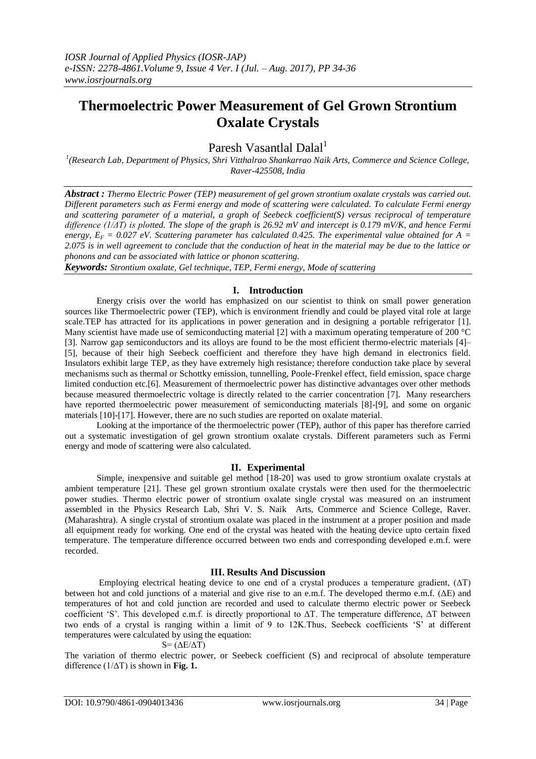# Thermoelectric Power Measurement of Gel Grown Strontium Oxalate Crystals

Paresh Vasantlal Dalal[1]

[1](Research Lab, Department of Physics, Shri Vitthalrao Shankarrao Naik Arts, Commerce and Science College, Raver-425508, India

***Abstract :*** *Thermo Electric Power (TEP) measurement of gel grown strontium oxalate crystals was carried out. Different parameters such as Fermi energy and mode of scattering were calculated. To calculate Fermi energy and scattering parameter of a material, a graph of Seebeck coefficient(S) versus reciprocal of temperature difference (1/ΔT) is plotted. The slope of the graph is 26.92 mV and intercept is 0.179 mV/K, and hence Fermi energy, $E_F$ = 0.027 eV. Scattering parameter has calculated 0.425. The experimental value obtained for A = 2.075 is in well agreement to conclude that the conduction of heat in the material may be due to the lattice or phonons and can be associated with lattice or phonon scattering.*

***Keywords:*** *Strontium oxalate, Gel technique, TEP, Fermi energy, Mode of scattering*

## I. Introduction

Energy crisis over the world has emphasized on our scientist to think on small power generation sources like Thermoelectric power (TEP), which is environment friendly and could be played vital role at large scale.TEP has attracted for its applications in power generation and in designing a portable refrigerator [1]. Many scientist have made use of semiconducting material [2] with a maximum operating temperature of 200 °C [3]. Narrow gap semiconductors and its alloys are found to be the most efficient thermo-electric materials [4]–[5], because of their high Seebeck coefficient and therefore they have high demand in electronics field. Insulators exhibit large TEP, as they have extremely high resistance; therefore conduction take place by several mechanisms such as thermal or Schottky emission, tunnelling, Poole-Frenkel effect, field emission, space charge limited conduction etc.[6]. Measurement of thermoelectric power has distinctive advantages over other methods because measured thermoelectric voltage is directly related to the carrier concentration [7]. Many researchers have reported thermoelectric power measurement of semiconducting materials [8]-[9], and some on organic materials [10]-[17]. However, there are no such studies are reported on oxalate material.

Looking at the importance of the thermoelectric power (TEP), author of this paper has therefore carried out a systematic investigation of gel grown strontium oxalate crystals. Different parameters such as Fermi energy and mode of scattering were also calculated.

## II. Experimental

Simple, inexpensive and suitable gel method [18-20] was used to grow strontium oxalate crystals at ambient temperature [21]. These gel grown strontium oxalate crystals were then used for the thermoelectric power studies. Thermo electric power of strontium oxalate single crystal was measured on an instrument assembled in the Physics Research Lab, Shri V. S. Naik Arts, Commerce and Science College, Raver. (Maharashtra). A single crystal of strontium oxalate was placed in the instrument at a proper position and made all equipment ready for working. One end of the crystal was heated with the heating device upto certain fixed temperature. The temperature difference occurred between two ends and corresponding developed e.m.f. were recorded.

## III. Results And Discussion

Employing electrical heating device to one end of a crystal produces a temperature gradient, (ΔT) between hot and cold junctions of a material and give rise to an e.m.f. The developed thermo e.m.f. (ΔE) and temperatures of hot and cold junction are recorded and used to calculate thermo electric power or Seebeck coefficient 'S'. This developed e.m.f. is directly proportional to ΔT. The temperature difference, ΔT between two ends of a crystal is ranging within a limit of 9 to 12K.Thus, Seebeck coefficients 'S' at different temperatures were calculated by using the equation:

$$S = (\Delta E/\Delta T)$$

The variation of thermo electric power, or Seebeck coefficient (S) and reciprocal of absolute temperature difference (1/ΔT) is shown in **Fig. 1.**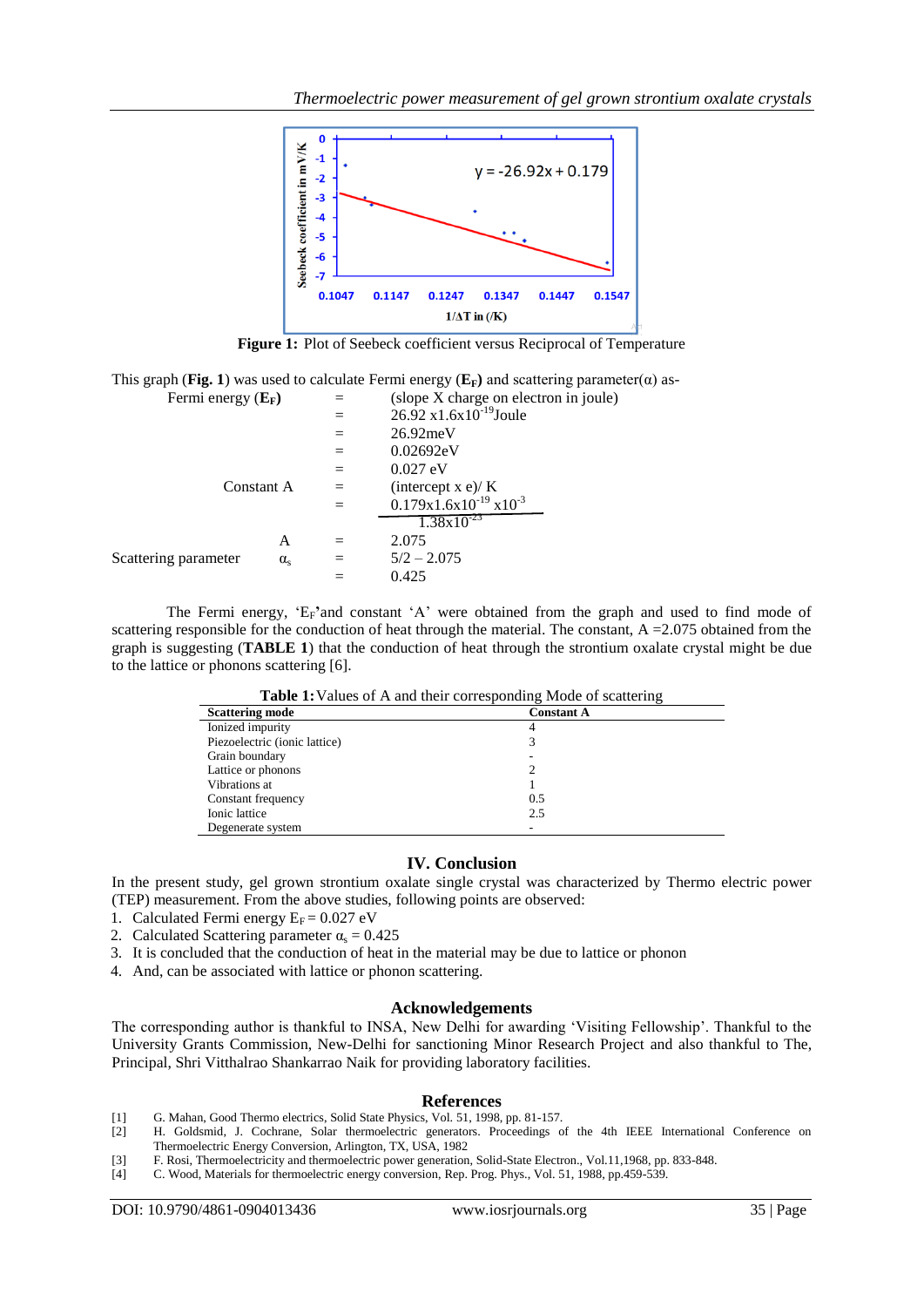Figure 1: Plot of Seebeck coefficient versus Reciprocal of Temperature

This graph (**Fig. 1**) was used to calculate Fermi energy (**$E_F$**) and scattering parameter($\alpha$) as-

Fermi energy (**$E_F$**) = (slope X charge on electron in joule)
= $26.92 \times 1.6 \times 10^{-19}$ Joule
= 26.92meV
= 0.02692eV
= 0.027 eV

Constant A = (intercept x e)/ K

$$= \frac{0.179 \times 1.6 \times 10^{-19} \times 10^{-3}}{1.38 \times 10^{-23}}$$

A = 2.075

Scattering parameter $\alpha_s$ = 5/2 – 2.075
= 0.425

The Fermi energy, '$E_F$'and constant 'A' were obtained from the graph and used to find mode of scattering responsible for the conduction of heat through the material. The constant, A =2.075 obtained from the graph is suggesting (**TABLE 1**) that the conduction of heat through the strontium oxalate crystal might be due to the lattice or phonons scattering [6].

**Table 1:** Values of A and their corresponding Mode of scattering

| Scattering mode | Constant A |
|---|---|
| Ionized impurity | 4 |
| Piezoelectric (ionic lattice) | 3 |
| Grain boundary | - |
| Lattice or phonons | 2 |
| Vibrations at | 1 |
| Constant frequency | 0.5 |
| Ionic lattice | 2.5 |
| Degenerate system | - |

## IV. Conclusion

In the present study, gel grown strontium oxalate single crystal was characterized by Thermo electric power (TEP) measurement. From the above studies, following points are observed:

1. Calculated Fermi energy $E_F$ = 0.027 eV
2. Calculated Scattering parameter $\alpha_s$ = 0.425
3. It is concluded that the conduction of heat in the material may be due to lattice or phonon
4. And, can be associated with lattice or phonon scattering.

## Acknowledgements

The corresponding author is thankful to INSA, New Delhi for awarding 'Visiting Fellowship'. Thankful to the University Grants Commission, New-Delhi for sanctioning Minor Research Project and also thankful to The, Principal, Shri Vitthalrao Shankarrao Naik for providing laboratory facilities.

## References

[1] G. Mahan, Good Thermo electrics, Solid State Physics, Vol. 51, 1998, pp. 81-157.
[2] H. Goldsmid, J. Cochrane, Solar thermoelectric generators. Proceedings of the 4th IEEE International Conference on Thermoelectric Energy Conversion, Arlington, TX, USA, 1982
[3] F. Rosi, Thermoelectricity and thermoelectric power generation, Solid-State Electron., Vol.11,1968, pp. 833-848.
[4] C. Wood, Materials for thermoelectric energy conversion, Rep. Prog. Phys., Vol. 51, 1988, pp.459-539.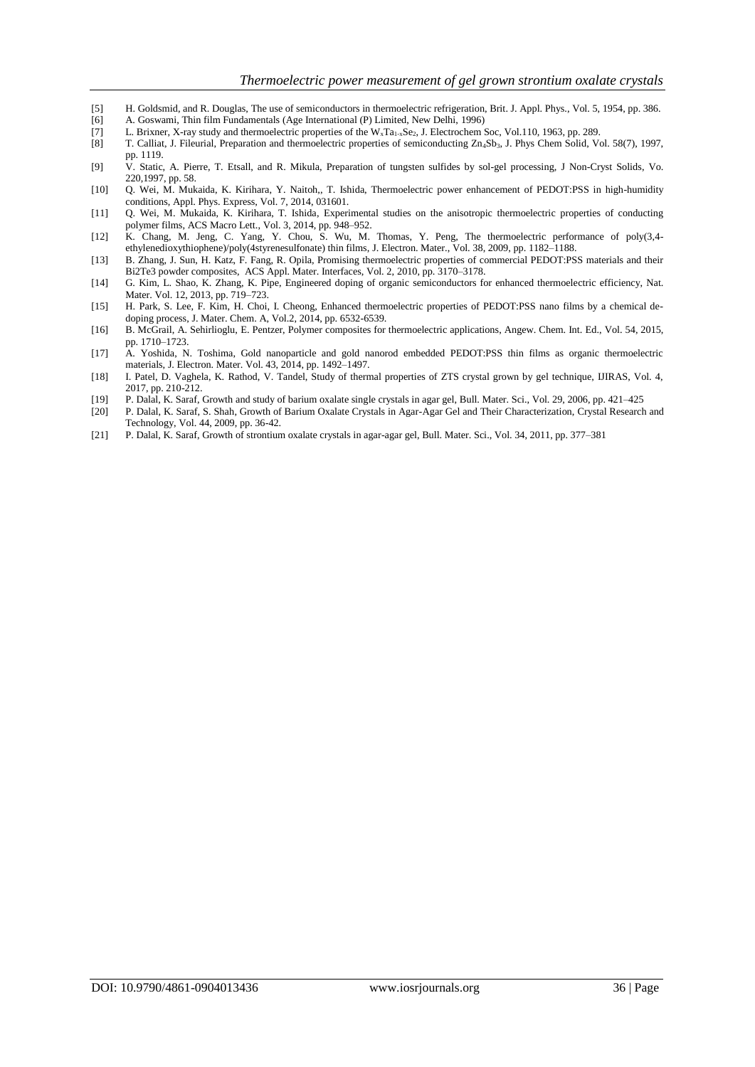[5] H. Goldsmid, and R. Douglas, The use of semiconductors in thermoelectric refrigeration, Brit. J. Appl. Phys., Vol. 5, 1954, pp. 386.

[6] A. Goswami, Thin film Fundamentals (Age International (P) Limited, New Delhi, 1996)

[7] L. Brixner, X-ray study and thermoelectric properties of the $W_xTa_{1-x}Se_2$, J. Electrochem Soc, Vol.110, 1963, pp. 289.

[8] T. Calliat, J. Fileurial, Preparation and thermoelectric properties of semiconducting $Zn_4Sb_3$, J. Phys Chem Solid, Vol. 58(7), 1997, pp. 1119.

[9] V. Static, A. Pierre, T. Etsall, and R. Mikula, Preparation of tungsten sulfides by sol-gel processing, J Non-Cryst Solids, Vo. 220,1997, pp. 58.

[10] Q. Wei, M. Mukaida, K. Kirihara, Y. Naitoh,, T. Ishida, Thermoelectric power enhancement of PEDOT:PSS in high-humidity conditions, Appl. Phys. Express, Vol. 7, 2014, 031601.

[11] Q. Wei, M. Mukaida, K. Kirihara, T. Ishida, Experimental studies on the anisotropic thermoelectric properties of conducting polymer films, ACS Macro Lett., Vol. 3, 2014, pp. 948–952.

[12] K. Chang, M. Jeng, C. Yang, Y. Chou, S. Wu, M. Thomas, Y. Peng, The thermoelectric performance of poly(3,4-ethylenedioxythiophene)/poly(4styrenesulfonate) thin films, J. Electron. Mater., Vol. 38, 2009, pp. 1182–1188.

[13] B. Zhang, J. Sun, H. Katz, F. Fang, R. Opila, Promising thermoelectric properties of commercial PEDOT:PSS materials and their Bi2Te3 powder composites, ACS Appl. Mater. Interfaces, Vol. 2, 2010, pp. 3170–3178.

[14] G. Kim, L. Shao, K. Zhang, K. Pipe, Engineered doping of organic semiconductors for enhanced thermoelectric efficiency, Nat. Mater. Vol. 12, 2013, pp. 719–723.

[15] H. Park, S. Lee, F. Kim, H. Choi, I. Cheong, Enhanced thermoelectric properties of PEDOT:PSS nano films by a chemical de-doping process, J. Mater. Chem. A, Vol.2, 2014, pp. 6532-6539.

[16] B. McGrail, A. Sehirlioglu, E. Pentzer, Polymer composites for thermoelectric applications, Angew. Chem. Int. Ed., Vol. 54, 2015, pp. 1710–1723.

[17] A. Yoshida, N. Toshima, Gold nanoparticle and gold nanorod embedded PEDOT:PSS thin films as organic thermoelectric materials, J. Electron. Mater. Vol. 43, 2014, pp. 1492–1497.

[18] I. Patel, D. Vaghela, K. Rathod, V. Tandel, Study of thermal properties of ZTS crystal grown by gel technique, IJIRAS, Vol. 4, 2017, pp. 210-212.

[19] P. Dalal, K. Saraf, Growth and study of barium oxalate single crystals in agar gel, Bull. Mater. Sci., Vol. 29, 2006, pp. 421–425

[20] P. Dalal, K. Saraf, S. Shah, Growth of Barium Oxalate Crystals in Agar-Agar Gel and Their Characterization, Crystal Research and Technology, Vol. 44, 2009, pp. 36-42.

[21] P. Dalal, K. Saraf, Growth of strontium oxalate crystals in agar-agar gel, Bull. Mater. Sci., Vol. 34, 2011, pp. 377–381